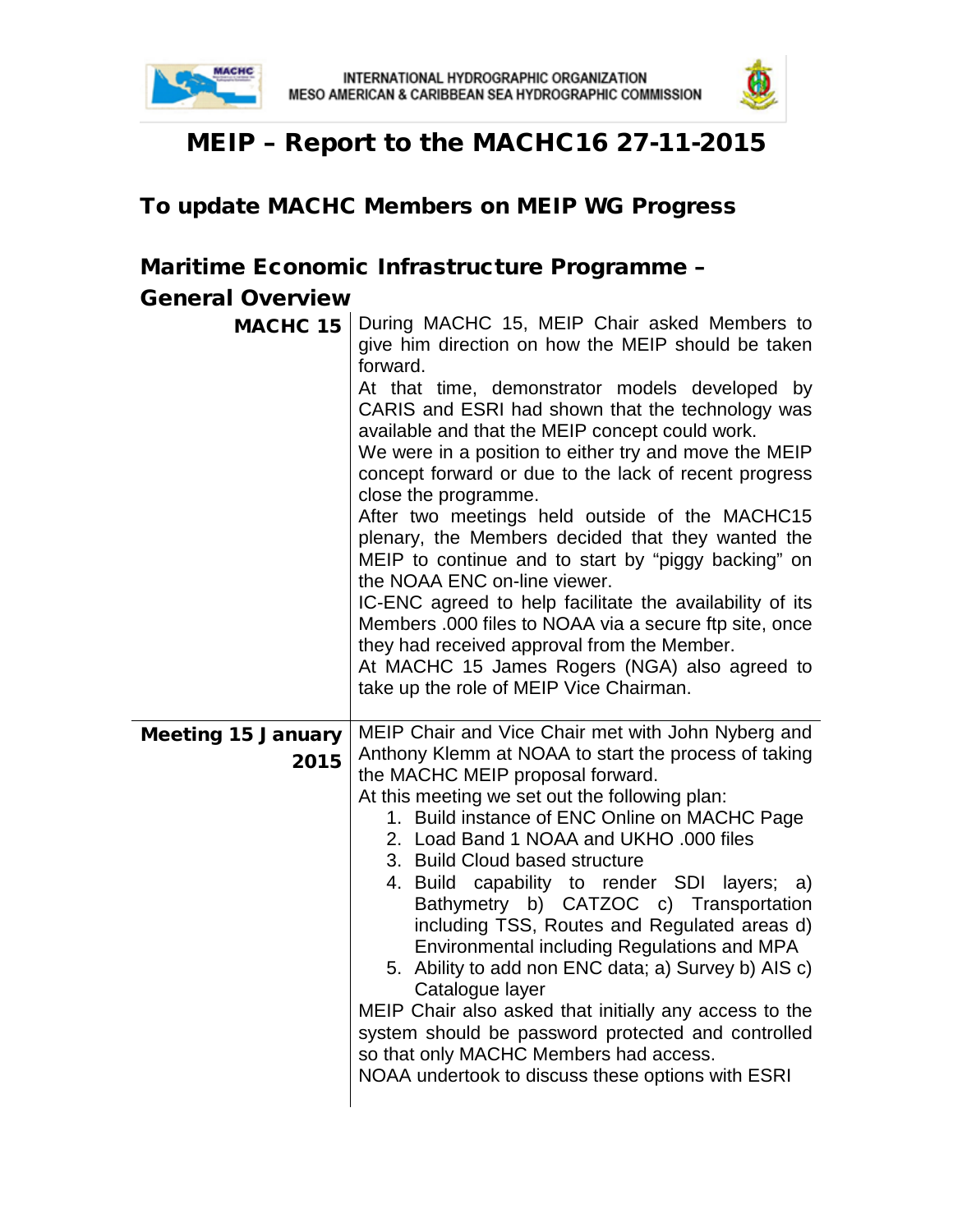INTERNATIONAL HYDROGRAPHIC ORGANIZATION
MESO AMERICAN & CARIBBEAN SEA HYDROGRAPHIC COMMISSION

# MEIP – Report to the MACHC16 27-11-2015

## To update MACHC Members on MEIP WG Progress

## Maritime Economic Infrastructure Programme – General Overview

| | |
|---|---|
| **MACHC 15** | During MACHC 15, MEIP Chair asked Members to give him direction on how the MEIP should be taken forward.<br>At that time, demonstrator models developed by CARIS and ESRI had shown that the technology was available and that the MEIP concept could work.<br>We were in a position to either try and move the MEIP concept forward or due to the lack of recent progress close the programme.<br>After two meetings held outside of the MACHC15 plenary, the Members decided that they wanted the MEIP to continue and to start by "piggy backing" on the NOAA ENC on-line viewer.<br>IC-ENC agreed to help facilitate the availability of its Members .000 files to NOAA via a secure ftp site, once they had received approval from the Member.<br>At MACHC 15 James Rogers (NGA) also agreed to take up the role of MEIP Vice Chairman. |
| **Meeting 15 January 2015** | MEIP Chair and Vice Chair met with John Nyberg and Anthony Klemm at NOAA to start the process of taking the MACHC MEIP proposal forward.<br>At this meeting we set out the following plan:<br>1. Build instance of ENC Online on MACHC Page<br>2. Load Band 1 NOAA and UKHO .000 files<br>3. Build Cloud based structure<br>4. Build capability to render SDI layers; a) Bathymetry b) CATZOC c) Transportation including TSS, Routes and Regulated areas d) Environmental including Regulations and MPA<br>5. Ability to add non ENC data; a) Survey b) AIS c) Catalogue layer<br>MEIP Chair also asked that initially any access to the system should be password protected and controlled so that only MACHC Members had access.<br>NOAA undertook to discuss these options with ESRI |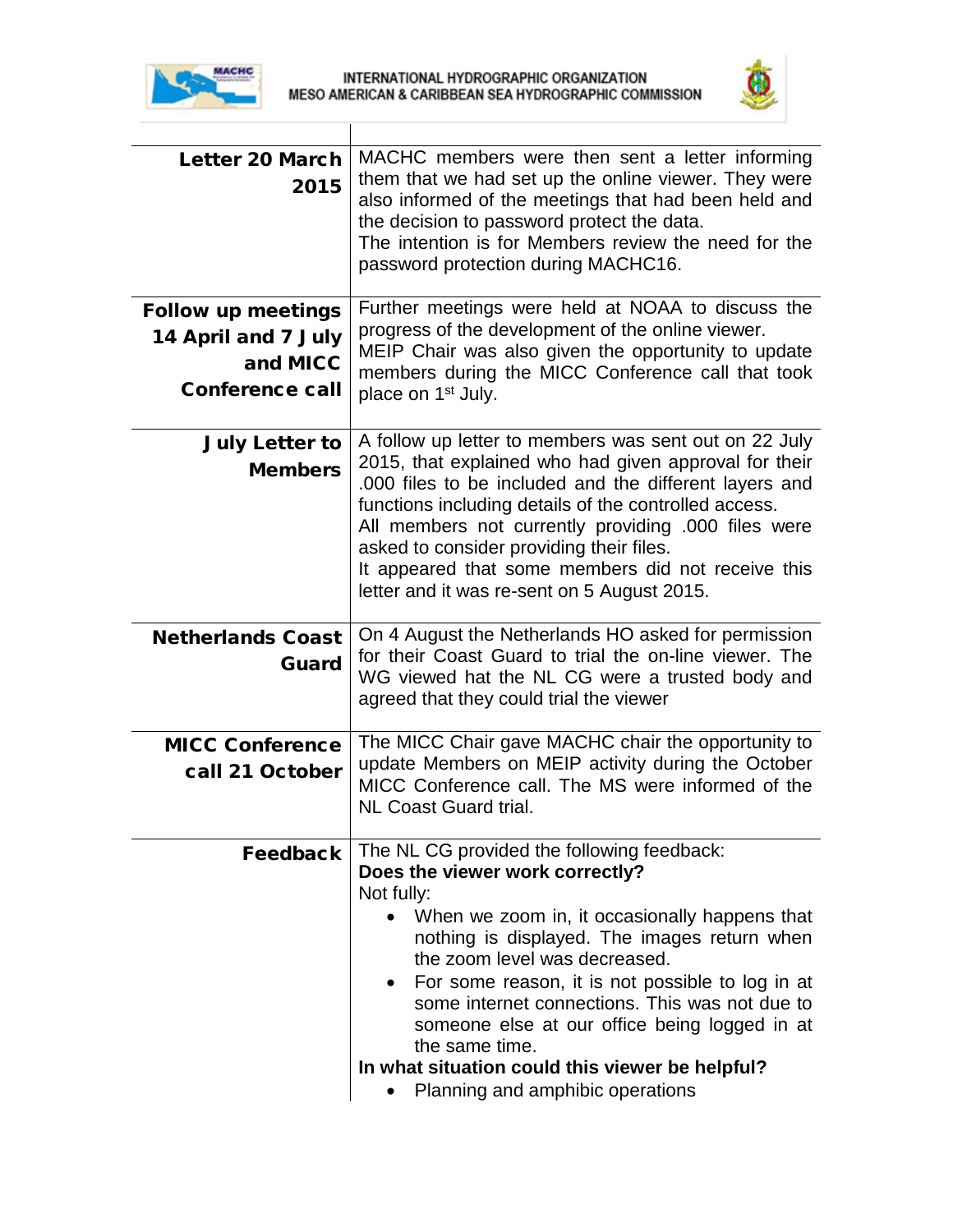| | |
|---|---|
| **Letter 20 March 2015** | MACHC members were then sent a letter informing them that we had set up the online viewer. They were also informed of the meetings that had been held and the decision to password protect the data.<br>The intention is for Members review the need for the password protection during MACHC16. |
| **Follow up meetings 14 April and 7 July and MICC Conference call** | Further meetings were held at NOAA to discuss the progress of the development of the online viewer.<br>MEIP Chair was also given the opportunity to update members during the MICC Conference call that took place on 1st July. |
| **July Letter to Members** | A follow up letter to members was sent out on 22 July 2015, that explained who had given approval for their .000 files to be included and the different layers and functions including details of the controlled access.<br>All members not currently providing .000 files were asked to consider providing their files.<br>It appeared that some members did not receive this letter and it was re-sent on 5 August 2015. |
| **Netherlands Coast Guard** | On 4 August the Netherlands HO asked for permission for their Coast Guard to trial the on-line viewer. The WG viewed hat the NL CG were a trusted body and agreed that they could trial the viewer |
| **MICC Conference call 21 October** | The MICC Chair gave MACHC chair the opportunity to update Members on MEIP activity during the October MICC Conference call. The MS were informed of the NL Coast Guard trial. |
| **Feedback** | The NL CG provided the following feedback:<br>**Does the viewer work correctly?**<br>Not fully:<br>• When we zoom in, it occasionally happens that nothing is displayed. The images return when the zoom level was decreased.<br>• For some reason, it is not possible to log in at some internet connections. This was not due to someone else at our office being logged in at the same time.<br>**In what situation could this viewer be helpful?**<br>• Planning and amphibic operations |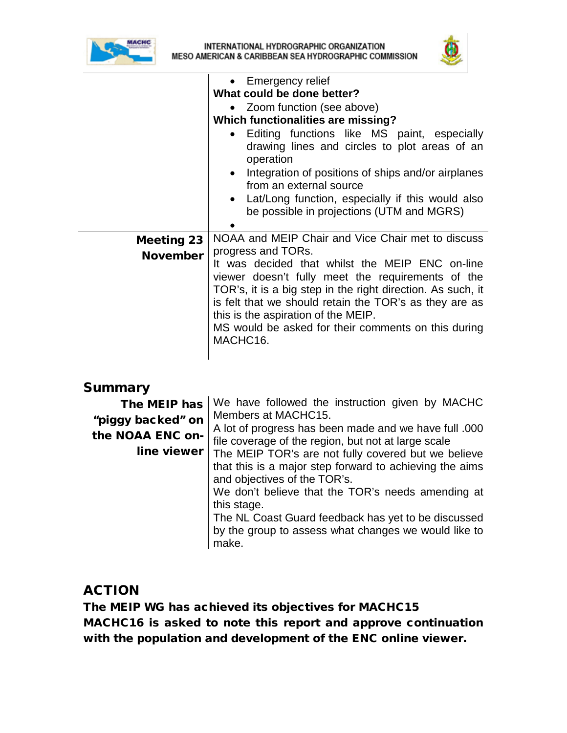| | |
|---|---|
| | • Emergency relief<br>**What could be done better?**<br>• Zoom function (see above)<br>**Which functionalities are missing?**<br>• Editing functions like MS paint, especially drawing lines and circles to plot areas of an operation<br>• Integration of positions of ships and/or airplanes from an external source<br>• Lat/Long function, especially if this would also be possible in projections (UTM and MGRS)<br>• |
| **Meeting 23 November** | NOAA and MEIP Chair and Vice Chair met to discuss progress and TORs.<br>It was decided that whilst the MEIP ENC on-line viewer doesn't fully meet the requirements of the TOR's, it is a big step in the right direction. As such, it is felt that we should retain the TOR's as they are as this is the aspiration of the MEIP.<br>MS would be asked for their comments on this during MACHC16. |

## Summary

| | |
|---|---|
| **The MEIP has "piggy backed" on the NOAA ENC on-line viewer** | We have followed the instruction given by MACHC Members at MACHC15.<br>A lot of progress has been made and we have full .000 file coverage of the region, but not at large scale<br>The MEIP TOR's are not fully covered but we believe that this is a major step forward to achieving the aims and objectives of the TOR's.<br>We don't believe that the TOR's needs amending at this stage.<br>The NL Coast Guard feedback has yet to be discussed by the group to assess what changes we would like to make. |

## ACTION

**The MEIP WG has achieved its objectives for MACHC15**
**MACHC16 is asked to note this report and approve continuation with the population and development of the ENC online viewer.**